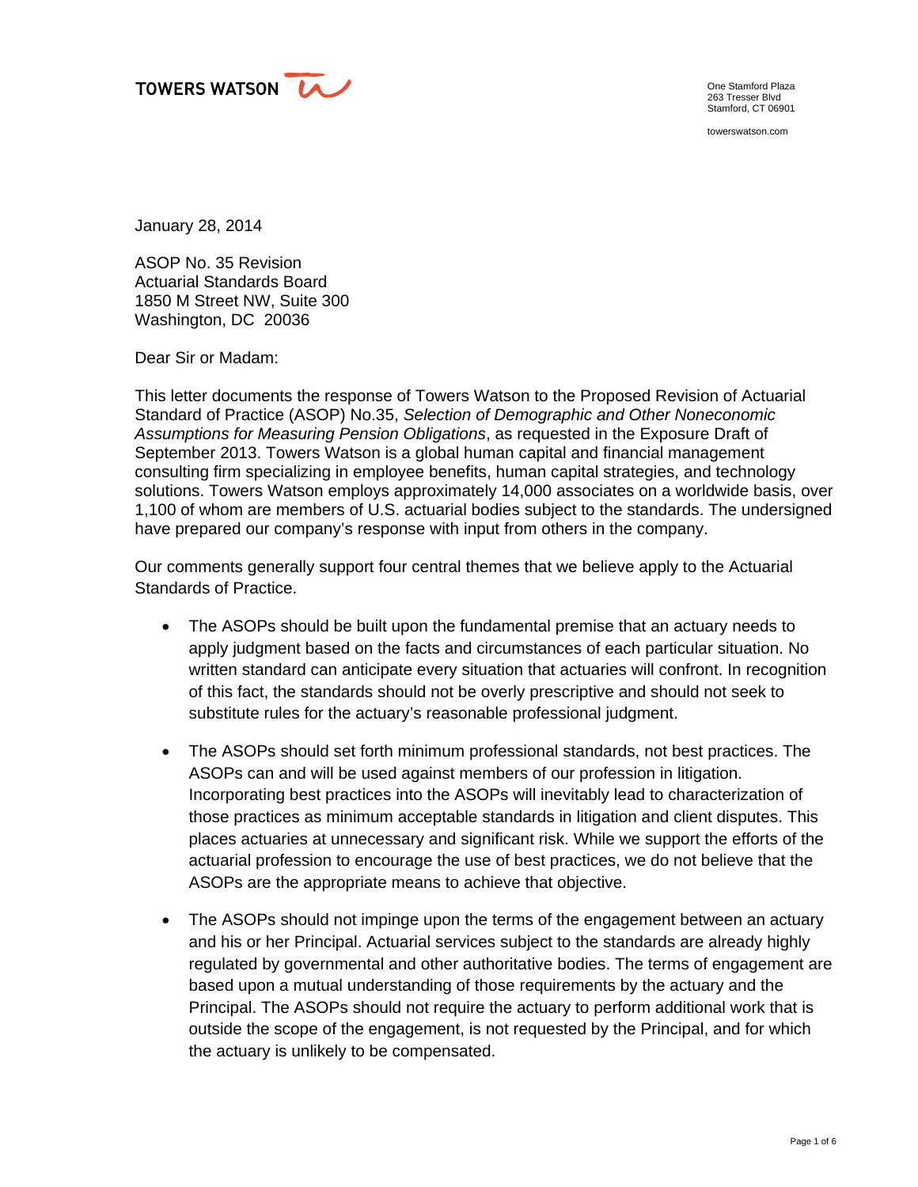TOWERS WATSON

One Stamford Plaza
263 Tresser Blvd
Stamford, CT 06901

towerswatson.com

January 28, 2014

ASOP No. 35 Revision
Actuarial Standards Board
1850 M Street NW, Suite 300
Washington, DC 20036

Dear Sir or Madam:

This letter documents the response of Towers Watson to the Proposed Revision of Actuarial Standard of Practice (ASOP) No.35, *Selection of Demographic and Other Noneconomic Assumptions for Measuring Pension Obligations*, as requested in the Exposure Draft of September 2013. Towers Watson is a global human capital and financial management consulting firm specializing in employee benefits, human capital strategies, and technology solutions. Towers Watson employs approximately 14,000 associates on a worldwide basis, over 1,100 of whom are members of U.S. actuarial bodies subject to the standards. The undersigned have prepared our company's response with input from others in the company.

Our comments generally support four central themes that we believe apply to the Actuarial Standards of Practice.

- The ASOPs should be built upon the fundamental premise that an actuary needs to apply judgment based on the facts and circumstances of each particular situation. No written standard can anticipate every situation that actuaries will confront. In recognition of this fact, the standards should not be overly prescriptive and should not seek to substitute rules for the actuary's reasonable professional judgment.

- The ASOPs should set forth minimum professional standards, not best practices. The ASOPs can and will be used against members of our profession in litigation. Incorporating best practices into the ASOPs will inevitably lead to characterization of those practices as minimum acceptable standards in litigation and client disputes. This places actuaries at unnecessary and significant risk. While we support the efforts of the actuarial profession to encourage the use of best practices, we do not believe that the ASOPs are the appropriate means to achieve that objective.

- The ASOPs should not impinge upon the terms of the engagement between an actuary and his or her Principal. Actuarial services subject to the standards are already highly regulated by governmental and other authoritative bodies. The terms of engagement are based upon a mutual understanding of those requirements by the actuary and the Principal. The ASOPs should not require the actuary to perform additional work that is outside the scope of the engagement, is not requested by the Principal, and for which the actuary is unlikely to be compensated.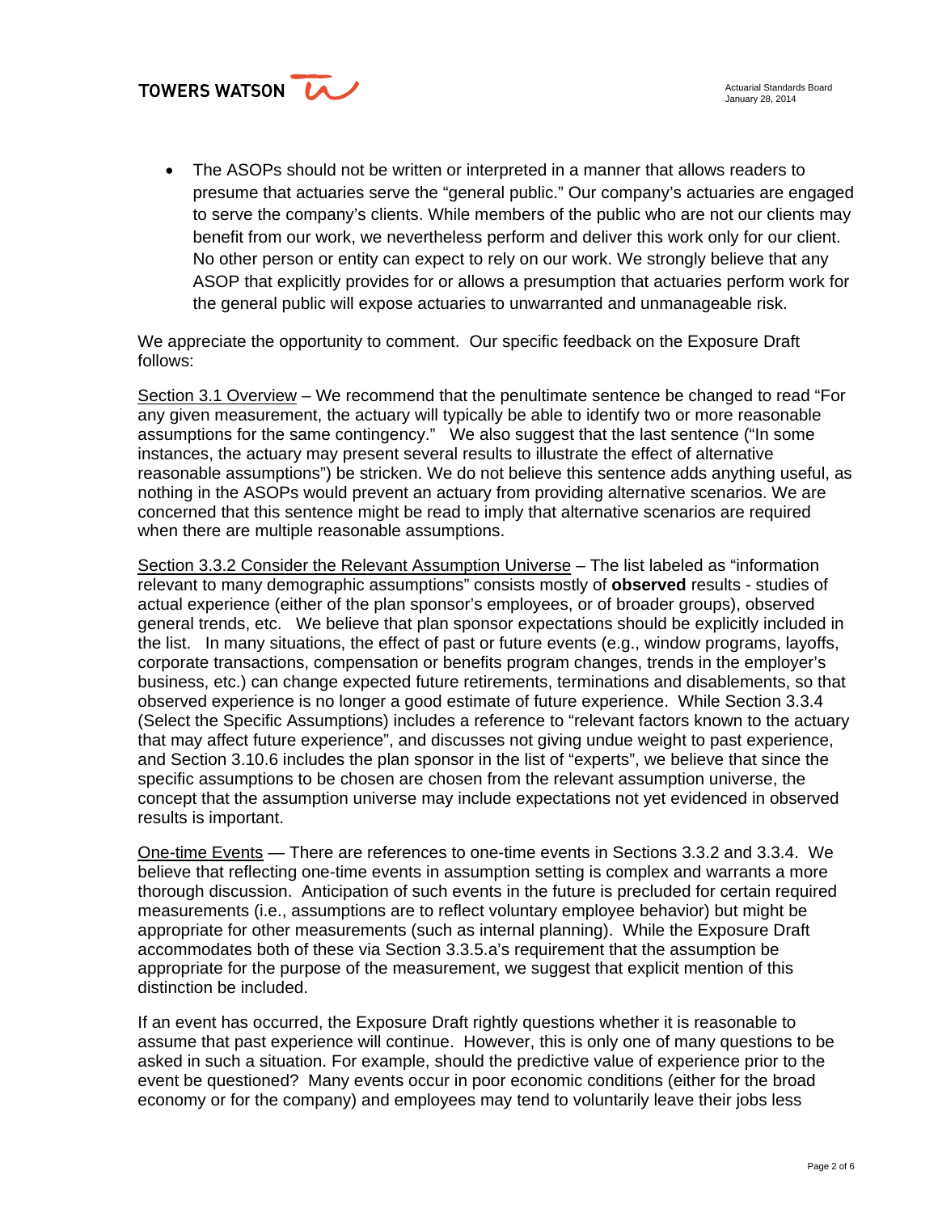- The ASOPs should not be written or interpreted in a manner that allows readers to presume that actuaries serve the "general public." Our company's actuaries are engaged to serve the company's clients. While members of the public who are not our clients may benefit from our work, we nevertheless perform and deliver this work only for our client. No other person or entity can expect to rely on our work. We strongly believe that any ASOP that explicitly provides for or allows a presumption that actuaries perform work for the general public will expose actuaries to unwarranted and unmanageable risk.

We appreciate the opportunity to comment. Our specific feedback on the Exposure Draft follows:

<u>Section 3.1 Overview</u> – We recommend that the penultimate sentence be changed to read "For any given measurement, the actuary will typically be able to identify two or more reasonable assumptions for the same contingency." We also suggest that the last sentence ("In some instances, the actuary may present several results to illustrate the effect of alternative reasonable assumptions") be stricken. We do not believe this sentence adds anything useful, as nothing in the ASOPs would prevent an actuary from providing alternative scenarios. We are concerned that this sentence might be read to imply that alternative scenarios are required when there are multiple reasonable assumptions.

<u>Section 3.3.2 Consider the Relevant Assumption Universe</u> – The list labeled as "information relevant to many demographic assumptions" consists mostly of **observed** results - studies of actual experience (either of the plan sponsor's employees, or of broader groups), observed general trends, etc. We believe that plan sponsor expectations should be explicitly included in the list. In many situations, the effect of past or future events (e.g., window programs, layoffs, corporate transactions, compensation or benefits program changes, trends in the employer's business, etc.) can change expected future retirements, terminations and disablements, so that observed experience is no longer a good estimate of future experience. While Section 3.3.4 (Select the Specific Assumptions) includes a reference to "relevant factors known to the actuary that may affect future experience", and discusses not giving undue weight to past experience, and Section 3.10.6 includes the plan sponsor in the list of "experts", we believe that since the specific assumptions to be chosen are chosen from the relevant assumption universe, the concept that the assumption universe may include expectations not yet evidenced in observed results is important.

<u>One-time Events</u> — There are references to one-time events in Sections 3.3.2 and 3.3.4. We believe that reflecting one-time events in assumption setting is complex and warrants a more thorough discussion. Anticipation of such events in the future is precluded for certain required measurements (i.e., assumptions are to reflect voluntary employee behavior) but might be appropriate for other measurements (such as internal planning). While the Exposure Draft accommodates both of these via Section 3.3.5.a's requirement that the assumption be appropriate for the purpose of the measurement, we suggest that explicit mention of this distinction be included.

If an event has occurred, the Exposure Draft rightly questions whether it is reasonable to assume that past experience will continue. However, this is only one of many questions to be asked in such a situation. For example, should the predictive value of experience prior to the event be questioned? Many events occur in poor economic conditions (either for the broad economy or for the company) and employees may tend to voluntarily leave their jobs less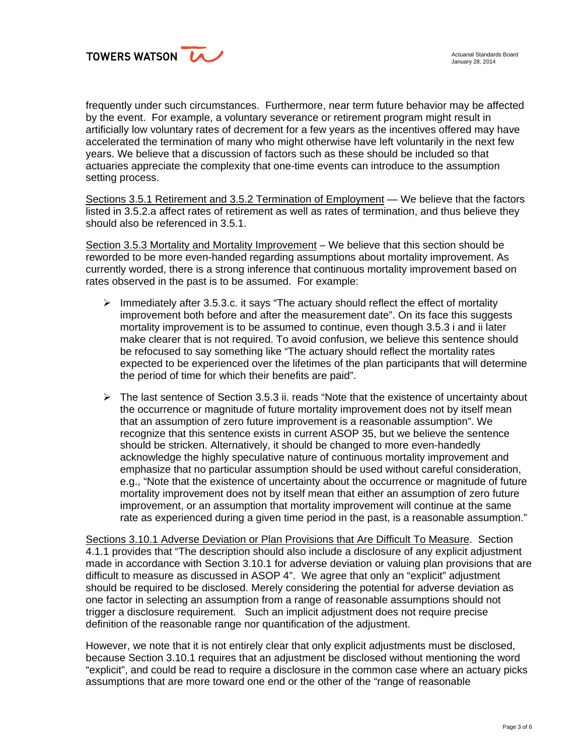frequently under such circumstances. Furthermore, near term future behavior may be affected by the event. For example, a voluntary severance or retirement program might result in artificially low voluntary rates of decrement for a few years as the incentives offered may have accelerated the termination of many who might otherwise have left voluntarily in the next few years. We believe that a discussion of factors such as these should be included so that actuaries appreciate the complexity that one-time events can introduce to the assumption setting process.

Sections 3.5.1 Retirement and 3.5.2 Termination of Employment — We believe that the factors listed in 3.5.2.a affect rates of retirement as well as rates of termination, and thus believe they should also be referenced in 3.5.1.

Section 3.5.3 Mortality and Mortality Improvement – We believe that this section should be reworded to be more even-handed regarding assumptions about mortality improvement. As currently worded, there is a strong inference that continuous mortality improvement based on rates observed in the past is to be assumed. For example:

- Immediately after 3.5.3.c. it says "The actuary should reflect the effect of mortality improvement both before and after the measurement date". On its face this suggests mortality improvement is to be assumed to continue, even though 3.5.3 i and ii later make clearer that is not required. To avoid confusion, we believe this sentence should be refocused to say something like "The actuary should reflect the mortality rates expected to be experienced over the lifetimes of the plan participants that will determine the period of time for which their benefits are paid".

- The last sentence of Section 3.5.3 ii. reads "Note that the existence of uncertainty about the occurrence or magnitude of future mortality improvement does not by itself mean that an assumption of zero future improvement is a reasonable assumption". We recognize that this sentence exists in current ASOP 35, but we believe the sentence should be stricken. Alternatively, it should be changed to more even-handedly acknowledge the highly speculative nature of continuous mortality improvement and emphasize that no particular assumption should be used without careful consideration, e.g., "Note that the existence of uncertainty about the occurrence or magnitude of future mortality improvement does not by itself mean that either an assumption of zero future improvement, or an assumption that mortality improvement will continue at the same rate as experienced during a given time period in the past, is a reasonable assumption."

Sections 3.10.1 Adverse Deviation or Plan Provisions that Are Difficult To Measure. Section 4.1.1 provides that "The description should also include a disclosure of any explicit adjustment made in accordance with Section 3.10.1 for adverse deviation or valuing plan provisions that are difficult to measure as discussed in ASOP 4". We agree that only an "explicit" adjustment should be required to be disclosed. Merely considering the potential for adverse deviation as one factor in selecting an assumption from a range of reasonable assumptions should not trigger a disclosure requirement. Such an implicit adjustment does not require precise definition of the reasonable range nor quantification of the adjustment.

However, we note that it is not entirely clear that only explicit adjustments must be disclosed, because Section 3.10.1 requires that an adjustment be disclosed without mentioning the word "explicit", and could be read to require a disclosure in the common case where an actuary picks assumptions that are more toward one end or the other of the "range of reasonable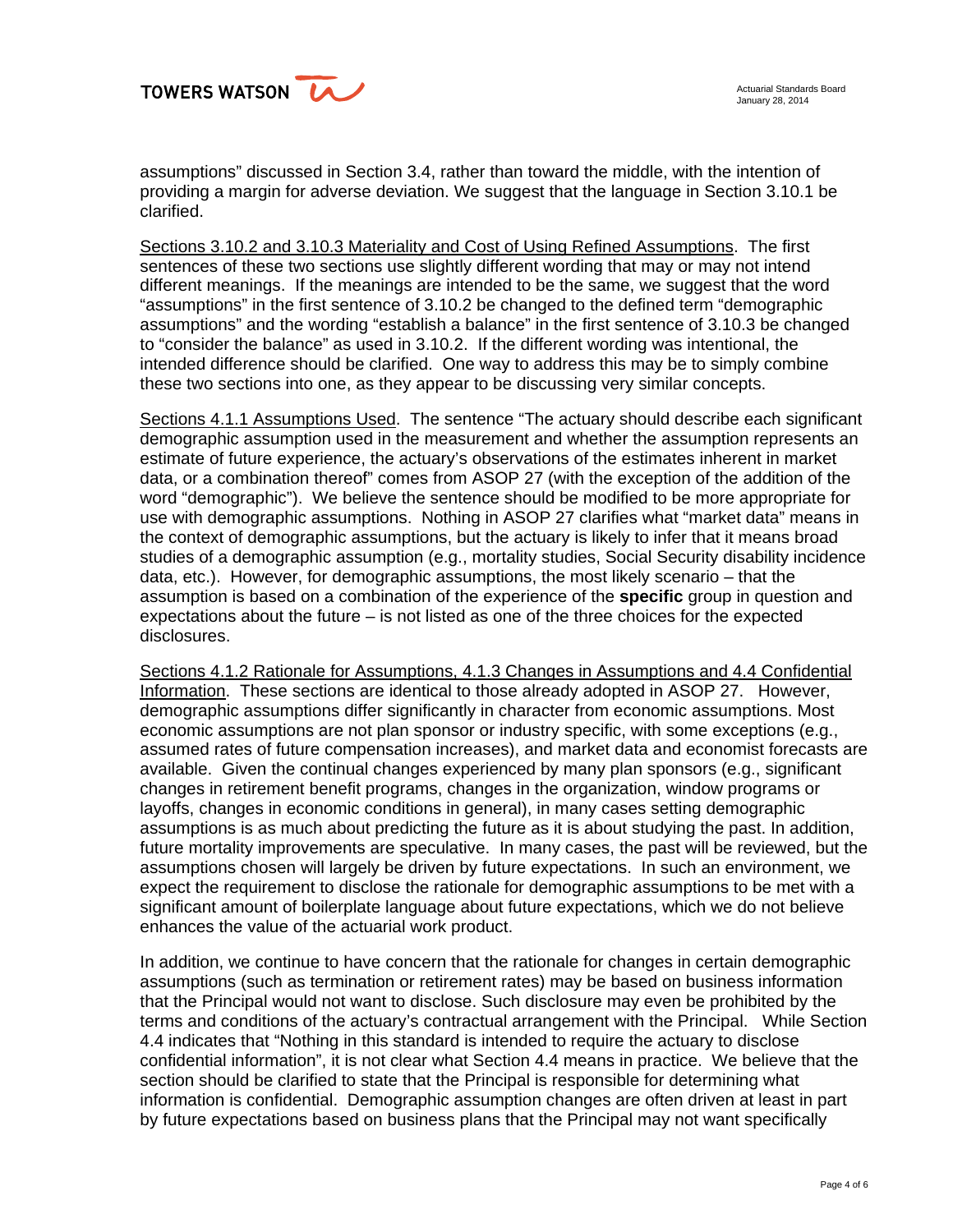assumptions" discussed in Section 3.4, rather than toward the middle, with the intention of providing a margin for adverse deviation. We suggest that the language in Section 3.10.1 be clarified.

Sections 3.10.2 and 3.10.3 Materiality and Cost of Using Refined Assumptions. The first sentences of these two sections use slightly different wording that may or may not intend different meanings. If the meanings are intended to be the same, we suggest that the word "assumptions" in the first sentence of 3.10.2 be changed to the defined term "demographic assumptions" and the wording "establish a balance" in the first sentence of 3.10.3 be changed to "consider the balance" as used in 3.10.2. If the different wording was intentional, the intended difference should be clarified. One way to address this may be to simply combine these two sections into one, as they appear to be discussing very similar concepts.

Sections 4.1.1 Assumptions Used. The sentence "The actuary should describe each significant demographic assumption used in the measurement and whether the assumption represents an estimate of future experience, the actuary's observations of the estimates inherent in market data, or a combination thereof" comes from ASOP 27 (with the exception of the addition of the word "demographic"). We believe the sentence should be modified to be more appropriate for use with demographic assumptions. Nothing in ASOP 27 clarifies what "market data" means in the context of demographic assumptions, but the actuary is likely to infer that it means broad studies of a demographic assumption (e.g., mortality studies, Social Security disability incidence data, etc.). However, for demographic assumptions, the most likely scenario – that the assumption is based on a combination of the experience of the **specific** group in question and expectations about the future – is not listed as one of the three choices for the expected disclosures.

Sections 4.1.2 Rationale for Assumptions, 4.1.3 Changes in Assumptions and 4.4 Confidential Information. These sections are identical to those already adopted in ASOP 27. However, demographic assumptions differ significantly in character from economic assumptions. Most economic assumptions are not plan sponsor or industry specific, with some exceptions (e.g., assumed rates of future compensation increases), and market data and economist forecasts are available. Given the continual changes experienced by many plan sponsors (e.g., significant changes in retirement benefit programs, changes in the organization, window programs or layoffs, changes in economic conditions in general), in many cases setting demographic assumptions is as much about predicting the future as it is about studying the past. In addition, future mortality improvements are speculative. In many cases, the past will be reviewed, but the assumptions chosen will largely be driven by future expectations. In such an environment, we expect the requirement to disclose the rationale for demographic assumptions to be met with a significant amount of boilerplate language about future expectations, which we do not believe enhances the value of the actuarial work product.

In addition, we continue to have concern that the rationale for changes in certain demographic assumptions (such as termination or retirement rates) may be based on business information that the Principal would not want to disclose. Such disclosure may even be prohibited by the terms and conditions of the actuary's contractual arrangement with the Principal. While Section 4.4 indicates that "Nothing in this standard is intended to require the actuary to disclose confidential information", it is not clear what Section 4.4 means in practice. We believe that the section should be clarified to state that the Principal is responsible for determining what information is confidential. Demographic assumption changes are often driven at least in part by future expectations based on business plans that the Principal may not want specifically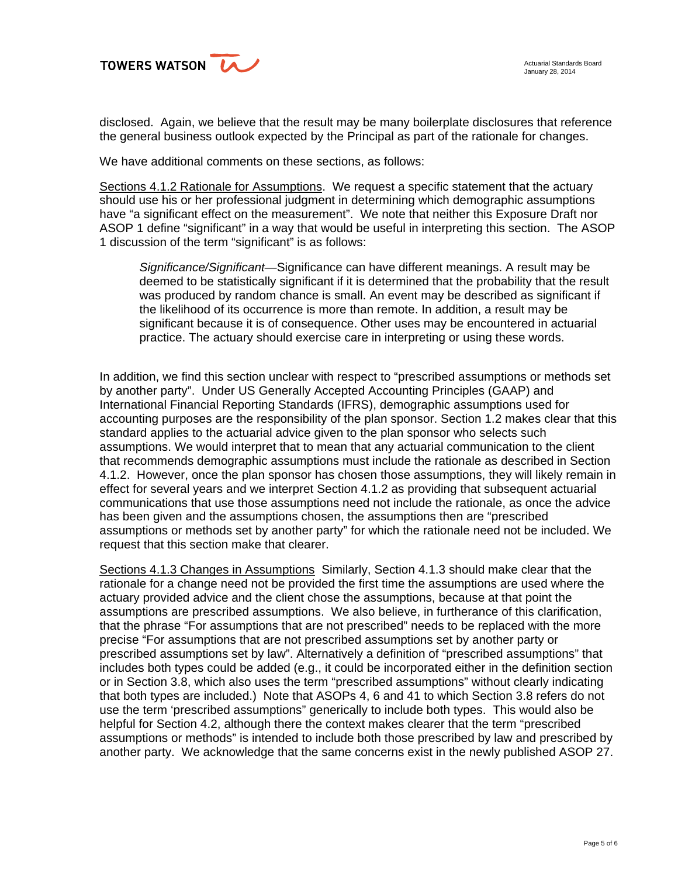disclosed. Again, we believe that the result may be many boilerplate disclosures that reference the general business outlook expected by the Principal as part of the rationale for changes.

We have additional comments on these sections, as follows:

Sections 4.1.2 Rationale for Assumptions. We request a specific statement that the actuary should use his or her professional judgment in determining which demographic assumptions have "a significant effect on the measurement". We note that neither this Exposure Draft nor ASOP 1 define "significant" in a way that would be useful in interpreting this section. The ASOP 1 discussion of the term "significant" is as follows:

> *Significance/Significant*—Significance can have different meanings. A result may be deemed to be statistically significant if it is determined that the probability that the result was produced by random chance is small. An event may be described as significant if the likelihood of its occurrence is more than remote. In addition, a result may be significant because it is of consequence. Other uses may be encountered in actuarial practice. The actuary should exercise care in interpreting or using these words.

In addition, we find this section unclear with respect to "prescribed assumptions or methods set by another party". Under US Generally Accepted Accounting Principles (GAAP) and International Financial Reporting Standards (IFRS), demographic assumptions used for accounting purposes are the responsibility of the plan sponsor. Section 1.2 makes clear that this standard applies to the actuarial advice given to the plan sponsor who selects such assumptions. We would interpret that to mean that any actuarial communication to the client that recommends demographic assumptions must include the rationale as described in Section 4.1.2. However, once the plan sponsor has chosen those assumptions, they will likely remain in effect for several years and we interpret Section 4.1.2 as providing that subsequent actuarial communications that use those assumptions need not include the rationale, as once the advice has been given and the assumptions chosen, the assumptions then are "prescribed assumptions or methods set by another party" for which the rationale need not be included. We request that this section make that clearer.

Sections 4.1.3 Changes in Assumptions Similarly, Section 4.1.3 should make clear that the rationale for a change need not be provided the first time the assumptions are used where the actuary provided advice and the client chose the assumptions, because at that point the assumptions are prescribed assumptions. We also believe, in furtherance of this clarification, that the phrase "For assumptions that are not prescribed" needs to be replaced with the more precise "For assumptions that are not prescribed assumptions set by another party or prescribed assumptions set by law". Alternatively a definition of "prescribed assumptions" that includes both types could be added (e.g., it could be incorporated either in the definition section or in Section 3.8, which also uses the term "prescribed assumptions" without clearly indicating that both types are included.) Note that ASOPs 4, 6 and 41 to which Section 3.8 refers do not use the term 'prescribed assumptions" generically to include both types. This would also be helpful for Section 4.2, although there the context makes clearer that the term "prescribed assumptions or methods" is intended to include both those prescribed by law and prescribed by another party. We acknowledge that the same concerns exist in the newly published ASOP 27.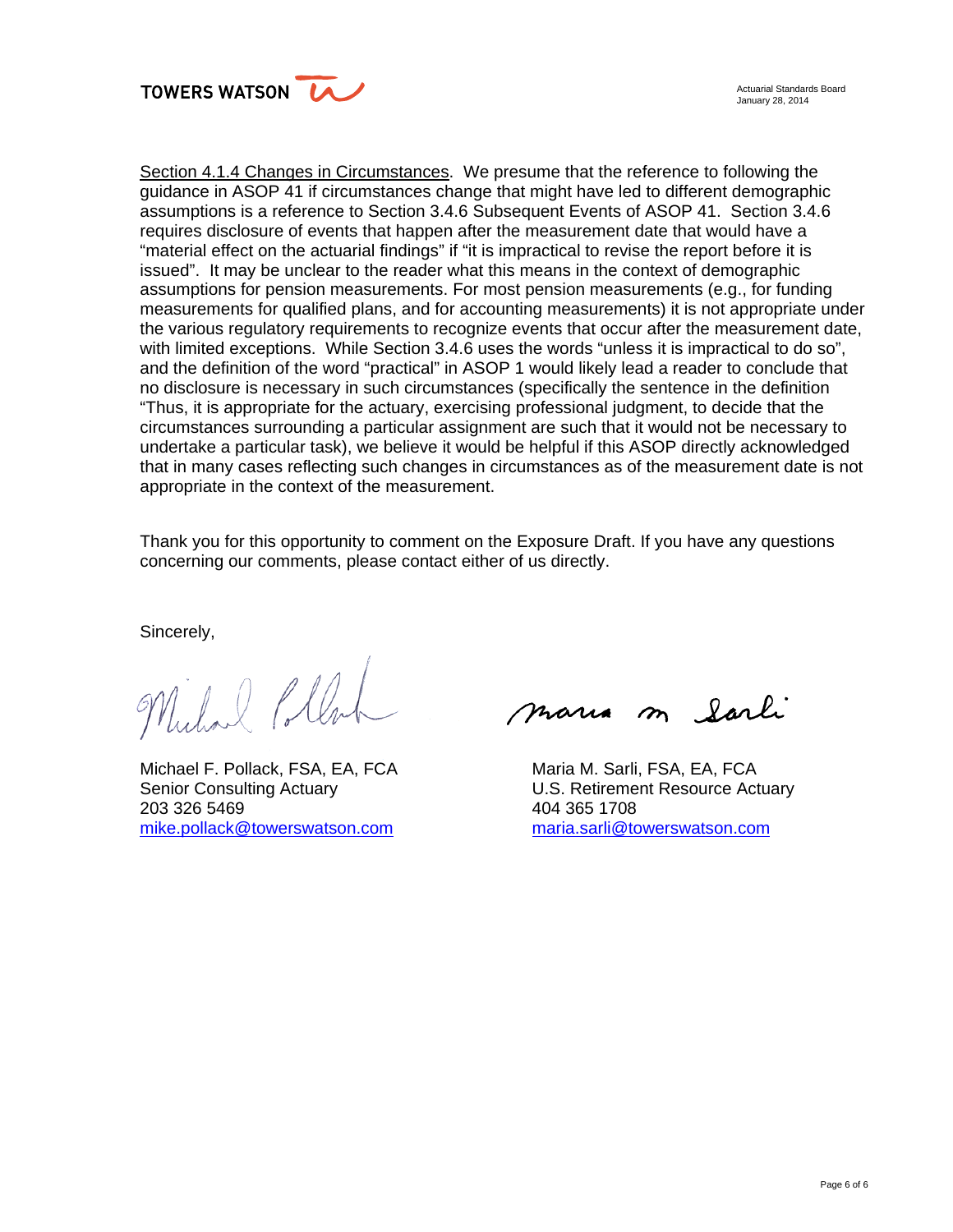Section 4.1.4 Changes in Circumstances. We presume that the reference to following the guidance in ASOP 41 if circumstances change that might have led to different demographic assumptions is a reference to Section 3.4.6 Subsequent Events of ASOP 41. Section 3.4.6 requires disclosure of events that happen after the measurement date that would have a "material effect on the actuarial findings" if "it is impractical to revise the report before it is issued". It may be unclear to the reader what this means in the context of demographic assumptions for pension measurements. For most pension measurements (e.g., for funding measurements for qualified plans, and for accounting measurements) it is not appropriate under the various regulatory requirements to recognize events that occur after the measurement date, with limited exceptions. While Section 3.4.6 uses the words "unless it is impractical to do so", and the definition of the word "practical" in ASOP 1 would likely lead a reader to conclude that no disclosure is necessary in such circumstances (specifically the sentence in the definition "Thus, it is appropriate for the actuary, exercising professional judgment, to decide that the circumstances surrounding a particular assignment are such that it would not be necessary to undertake a particular task), we believe it would be helpful if this ASOP directly acknowledged that in many cases reflecting such changes in circumstances as of the measurement date is not appropriate in the context of the measurement.

Thank you for this opportunity to comment on the Exposure Draft. If you have any questions concerning our comments, please contact either of us directly.

Sincerely,

Michael F. Pollack, FSA, EA, FCA
Senior Consulting Actuary
203 326 5469
mike.pollack@towerswatson.com

Maria M. Sarli, FSA, EA, FCA
U.S. Retirement Resource Actuary
404 365 1708
maria.sarli@towerswatson.com